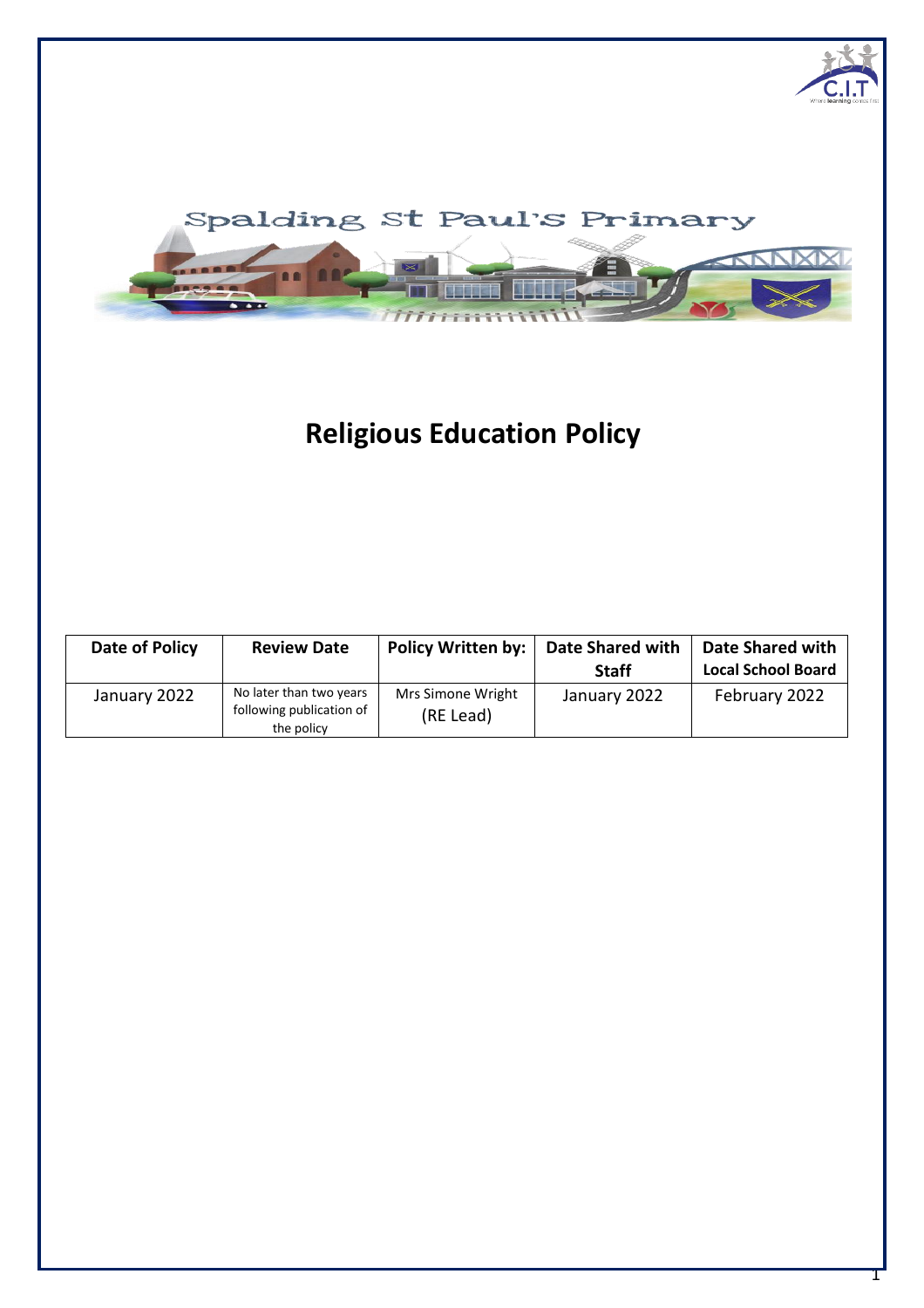Spalding St Paul's Primary

# Religious Education Policy

| Date of Policy | Review Date | Policy Written by: | Date Shared with Staff | Date Shared with Local School Board |
|---|---|---|---|---|
| January 2022 | No later than two years following publication of the policy | Mrs Simone Wright (RE Lead) | January 2022 | February 2022 |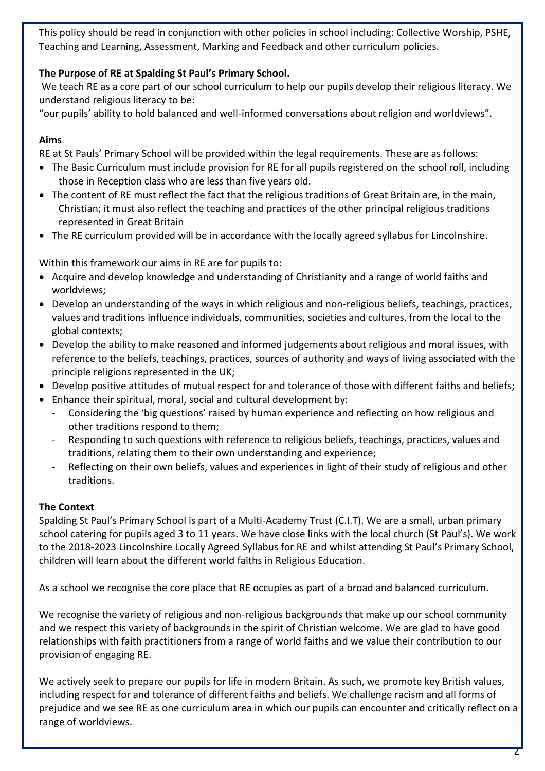This policy should be read in conjunction with other policies in school including: Collective Worship, PSHE, Teaching and Learning, Assessment, Marking and Feedback and other curriculum policies.

**The Purpose of RE at Spalding St Paul's Primary School.**

We teach RE as a core part of our school curriculum to help our pupils develop their religious literacy. We understand religious literacy to be:

"our pupils' ability to hold balanced and well-informed conversations about religion and worldviews".

**Aims**

RE at St Pauls' Primary School will be provided within the legal requirements. These are as follows:

- The Basic Curriculum must include provision for RE for all pupils registered on the school roll, including those in Reception class who are less than five years old.
- The content of RE must reflect the fact that the religious traditions of Great Britain are, in the main, Christian; it must also reflect the teaching and practices of the other principal religious traditions represented in Great Britain
- The RE curriculum provided will be in accordance with the locally agreed syllabus for Lincolnshire.

Within this framework our aims in RE are for pupils to:

- Acquire and develop knowledge and understanding of Christianity and a range of world faiths and worldviews;
- Develop an understanding of the ways in which religious and non-religious beliefs, teachings, practices, values and traditions influence individuals, communities, societies and cultures, from the local to the global contexts;
- Develop the ability to make reasoned and informed judgements about religious and moral issues, with reference to the beliefs, teachings, practices, sources of authority and ways of living associated with the principle religions represented in the UK;
- Develop positive attitudes of mutual respect for and tolerance of those with different faiths and beliefs;
- Enhance their spiritual, moral, social and cultural development by:
  - Considering the 'big questions' raised by human experience and reflecting on how religious and other traditions respond to them;
  - Responding to such questions with reference to religious beliefs, teachings, practices, values and traditions, relating them to their own understanding and experience;
  - Reflecting on their own beliefs, values and experiences in light of their study of religious and other traditions.

**The Context**

Spalding St Paul's Primary School is part of a Multi-Academy Trust (C.I.T). We are a small, urban primary school catering for pupils aged 3 to 11 years. We have close links with the local church (St Paul's). We work to the 2018-2023 Lincolnshire Locally Agreed Syllabus for RE and whilst attending St Paul's Primary School, children will learn about the different world faiths in Religious Education.

As a school we recognise the core place that RE occupies as part of a broad and balanced curriculum.

We recognise the variety of religious and non-religious backgrounds that make up our school community and we respect this variety of backgrounds in the spirit of Christian welcome. We are glad to have good relationships with faith practitioners from a range of world faiths and we value their contribution to our provision of engaging RE.

We actively seek to prepare our pupils for life in modern Britain. As such, we promote key British values, including respect for and tolerance of different faiths and beliefs. We challenge racism and all forms of prejudice and we see RE as one curriculum area in which our pupils can encounter and critically reflect on a range of worldviews.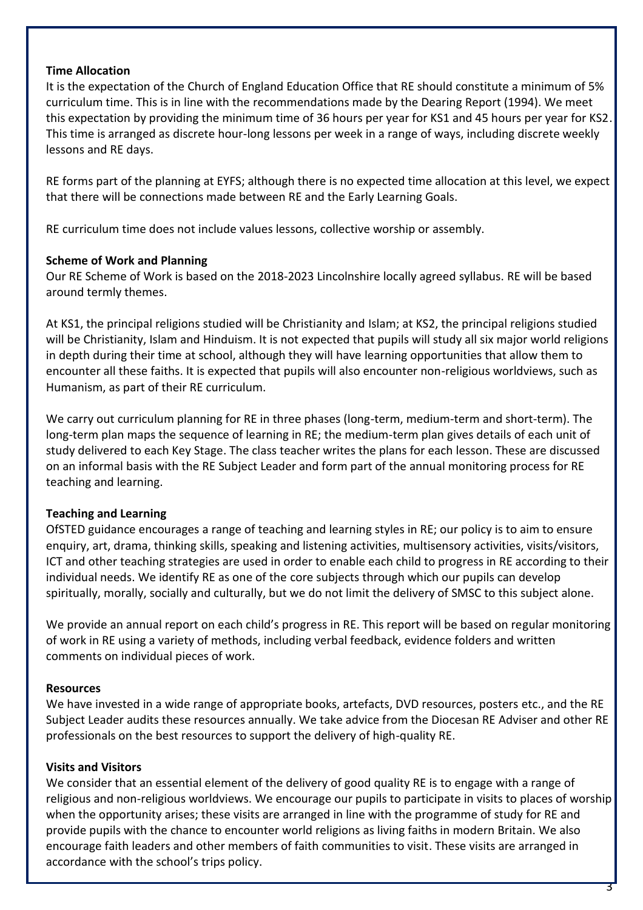**Time Allocation**

It is the expectation of the Church of England Education Office that RE should constitute a minimum of 5% curriculum time. This is in line with the recommendations made by the Dearing Report (1994). We meet this expectation by providing the minimum time of 36 hours per year for KS1 and 45 hours per year for KS2. This time is arranged as discrete hour-long lessons per week in a range of ways, including discrete weekly lessons and RE days.

RE forms part of the planning at EYFS; although there is no expected time allocation at this level, we expect that there will be connections made between RE and the Early Learning Goals.

RE curriculum time does not include values lessons, collective worship or assembly.

**Scheme of Work and Planning**

Our RE Scheme of Work is based on the 2018-2023 Lincolnshire locally agreed syllabus. RE will be based around termly themes.

At KS1, the principal religions studied will be Christianity and Islam; at KS2, the principal religions studied will be Christianity, Islam and Hinduism. It is not expected that pupils will study all six major world religions in depth during their time at school, although they will have learning opportunities that allow them to encounter all these faiths. It is expected that pupils will also encounter non-religious worldviews, such as Humanism, as part of their RE curriculum.

We carry out curriculum planning for RE in three phases (long-term, medium-term and short-term). The long-term plan maps the sequence of learning in RE; the medium-term plan gives details of each unit of study delivered to each Key Stage. The class teacher writes the plans for each lesson. These are discussed on an informal basis with the RE Subject Leader and form part of the annual monitoring process for RE teaching and learning.

**Teaching and Learning**

OfSTED guidance encourages a range of teaching and learning styles in RE; our policy is to aim to ensure enquiry, art, drama, thinking skills, speaking and listening activities, multisensory activities, visits/visitors, ICT and other teaching strategies are used in order to enable each child to progress in RE according to their individual needs. We identify RE as one of the core subjects through which our pupils can develop spiritually, morally, socially and culturally, but we do not limit the delivery of SMSC to this subject alone.

We provide an annual report on each child's progress in RE. This report will be based on regular monitoring of work in RE using a variety of methods, including verbal feedback, evidence folders and written comments on individual pieces of work.

**Resources**

We have invested in a wide range of appropriate books, artefacts, DVD resources, posters etc., and the RE Subject Leader audits these resources annually. We take advice from the Diocesan RE Adviser and other RE professionals on the best resources to support the delivery of high-quality RE.

**Visits and Visitors**

We consider that an essential element of the delivery of good quality RE is to engage with a range of religious and non-religious worldviews. We encourage our pupils to participate in visits to places of worship when the opportunity arises; these visits are arranged in line with the programme of study for RE and provide pupils with the chance to encounter world religions as living faiths in modern Britain. We also encourage faith leaders and other members of faith communities to visit. These visits are arranged in accordance with the school's trips policy.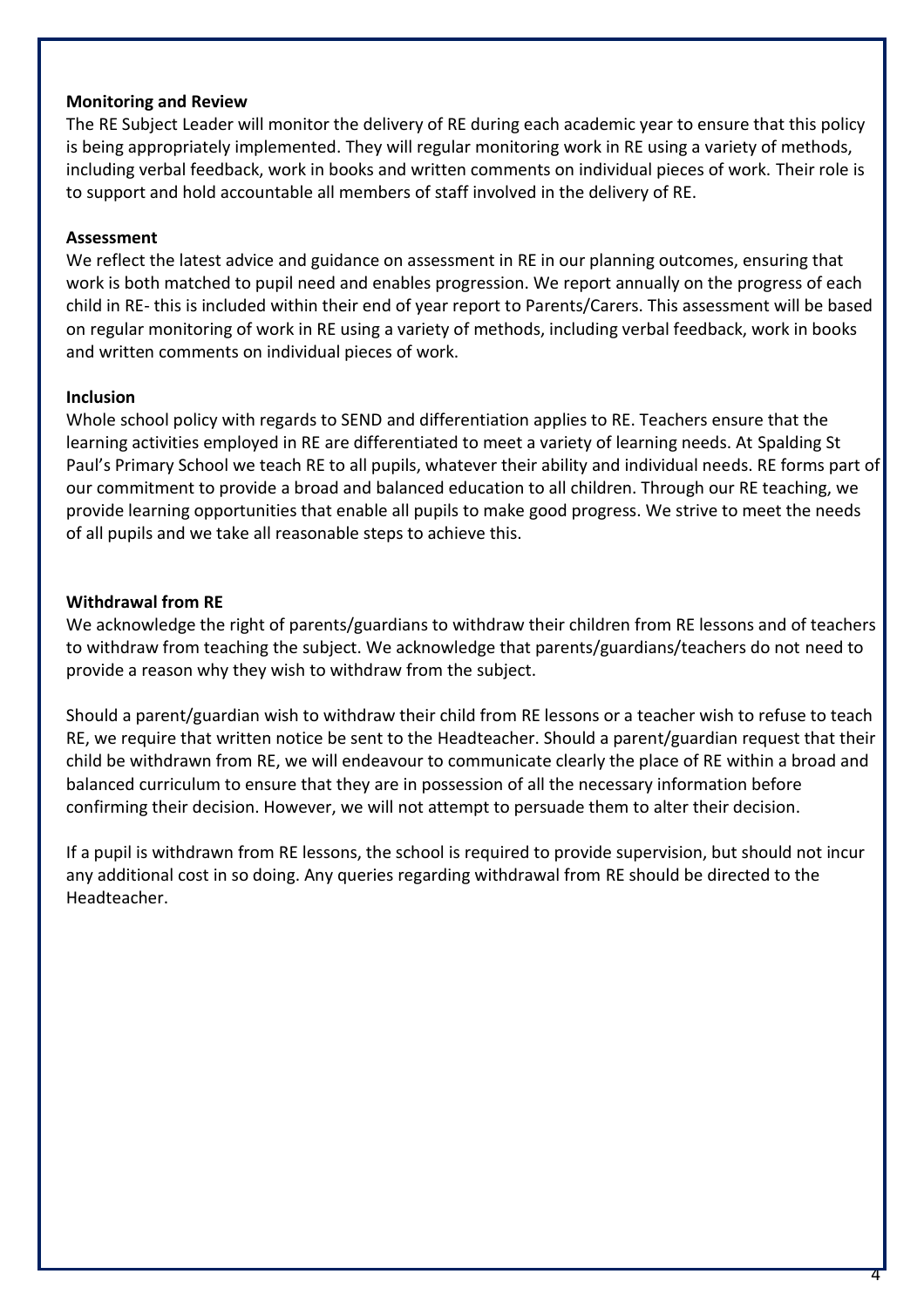**Monitoring and Review**

The RE Subject Leader will monitor the delivery of RE during each academic year to ensure that this policy is being appropriately implemented. They will regular monitoring work in RE using a variety of methods, including verbal feedback, work in books and written comments on individual pieces of work. Their role is to support and hold accountable all members of staff involved in the delivery of RE.

**Assessment**

We reflect the latest advice and guidance on assessment in RE in our planning outcomes, ensuring that work is both matched to pupil need and enables progression. We report annually on the progress of each child in RE- this is included within their end of year report to Parents/Carers. This assessment will be based on regular monitoring of work in RE using a variety of methods, including verbal feedback, work in books and written comments on individual pieces of work.

**Inclusion**

Whole school policy with regards to SEND and differentiation applies to RE. Teachers ensure that the learning activities employed in RE are differentiated to meet a variety of learning needs. At Spalding St Paul's Primary School we teach RE to all pupils, whatever their ability and individual needs. RE forms part of our commitment to provide a broad and balanced education to all children. Through our RE teaching, we provide learning opportunities that enable all pupils to make good progress. We strive to meet the needs of all pupils and we take all reasonable steps to achieve this.

**Withdrawal from RE**

We acknowledge the right of parents/guardians to withdraw their children from RE lessons and of teachers to withdraw from teaching the subject. We acknowledge that parents/guardians/teachers do not need to provide a reason why they wish to withdraw from the subject.

Should a parent/guardian wish to withdraw their child from RE lessons or a teacher wish to refuse to teach RE, we require that written notice be sent to the Headteacher. Should a parent/guardian request that their child be withdrawn from RE, we will endeavour to communicate clearly the place of RE within a broad and balanced curriculum to ensure that they are in possession of all the necessary information before confirming their decision. However, we will not attempt to persuade them to alter their decision.

If a pupil is withdrawn from RE lessons, the school is required to provide supervision, but should not incur any additional cost in so doing. Any queries regarding withdrawal from RE should be directed to the Headteacher.